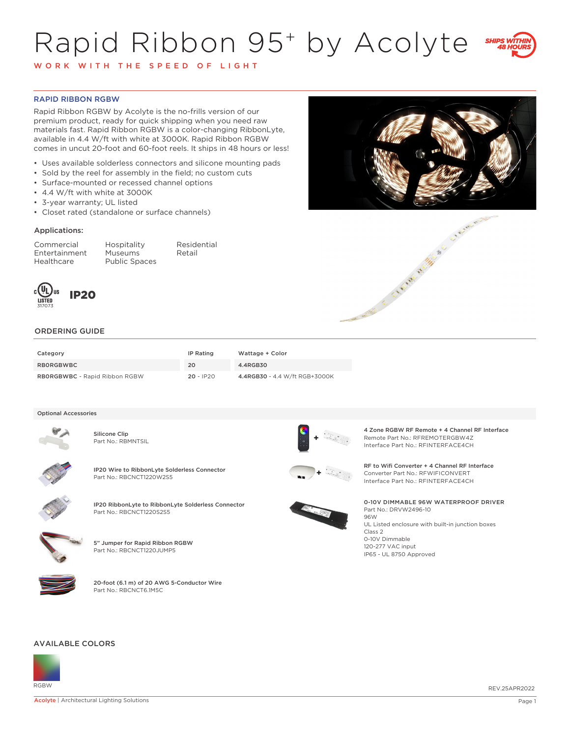# Rapid Ribbon 95+ by Acolyte

WORK WITH THE SPEED OF LIGHT

SHIPS WITHIN 48 HOURS

## RAPID RIBBON RGBW

Rapid Ribbon RGBW by Acolyte is the no-frills version of our premium product, ready for quick shipping when you need raw materials fast. Rapid Ribbon RGBW is a color-changing RibbonLyte, available in 4.4 W/ft with white at 3000K. Rapid Ribbon RGBW comes in uncut 20-foot and 60-foot reels. It ships in 48 hours or less!

- Uses available solderless connectors and silicone mounting pads
- Sold by the reel for assembly in the field; no custom cuts
- Surface-mounted or recessed channel options
- 4.4 W/ft with white at 3000K
- 3-year warranty; UL listed
- Closet rated (standalone or surface channels)

### Applications:

Commercial
Entertainment
Healthcare
Hospitality
Museums
Public Spaces
Residential
Retail

c UL us LISTED 317073

IP20

## ORDERING GUIDE

| Category | IP Rating | Wattage + Color |
|---|---|---|
| RBORGBWBC | 20 | 4.4RGB30 |
| **RBORGBWBC** - Rapid Ribbon RGBW | **20** - IP20 | **4.4RGB30** - 4.4 W/ft RGB+3000K |

### Optional Accessories

**Silicone Clip**
Part No.: RBMNTSIL

**IP20 Wire to RibbonLyte Solderless Connector**
Part No.: RBCNCT1220W2S5

**IP20 RibbonLyte to RibbonLyte Solderless Connector**
Part No.: RBCNCT1220S2S5

**5" Jumper for Rapid Ribbon RGBW**
Part No.: RBCNCT1220JUMP5

**20-foot (6.1 m) of 20 AWG 5-Conductor Wire**
Part No.: RBCNCT6.1M5C

**4 Zone RGBW RF Remote + 4 Channel RF Interface**
Remote Part No.: RFREMOTERGBW4Z
Interface Part No.: RFINTERFACE4CH

**RF to Wifi Converter + 4 Channel RF Interface**
Converter Part No.: RFWIFICONVERT
Interface Part No.: RFINTERFACE4CH

**0-10V DIMMABLE 96W WATERPROOF DRIVER**
Part No.: DRVW2496-10
96W
UL Listed enclosure with built-in junction boxes
Class 2
0-10V Dimmable
120-277 VAC input
IP65 - UL 8750 Approved

## AVAILABLE COLORS

RGBW

REV.25APR2022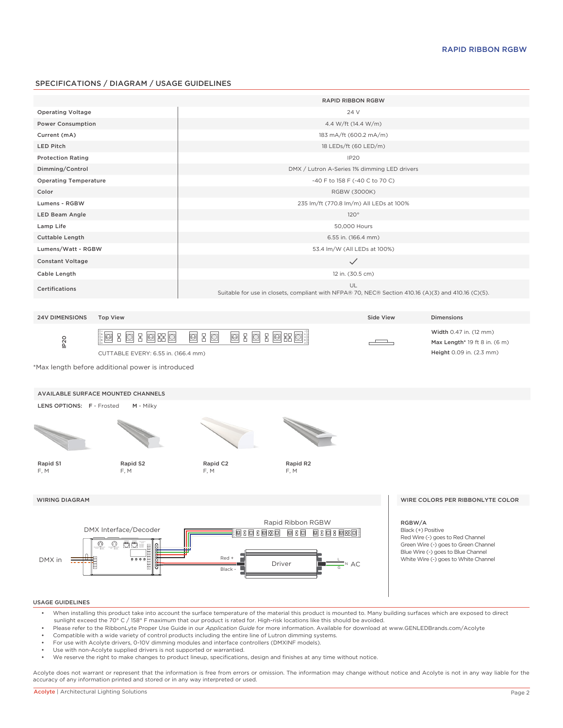## SPECIFICATIONS / DIAGRAM / USAGE GUIDELINES

| | RAPID RIBBON RGBW |
|---|---|
| Operating Voltage | 24 V |
| Power Consumption | 4.4 W/ft (14.4 W/m) |
| Current (mA) | 183 mA/ft (600.2 mA/m) |
| LED Pitch | 18 LEDs/ft (60 LED/m) |
| Protection Rating | IP20 |
| Dimming/Control | DMX / Lutron A-Series 1% dimming LED drivers |
| Operating Temperature | -40 F to 158 F (-40 C to 70 C) |
| Color | RGBW (3000K) |
| Lumens - RGBW | 235 lm/ft (770.8 lm/m) All LEDs at 100% |
| LED Beam Angle | 120° |
| Lamp Life | 50,000 Hours |
| Cuttable Length | 6.55 in. (166.4 mm) |
| Lumens/Watt - RGBW | 53.4 lm/W (All LEDs at 100%) |
| Constant Voltage | ✓ |
| Cable Length | 12 in. (30.5 cm) |
| Certifications | UL<br>Suitable for use in closets, compliant with NFPA® 70, NEC® Section 410.16 (A)(3) and 410.16 (C)(5). |

### 24V DIMENSIONS

Top View

IP20

CUTTABLE EVERY: 6.55 in. (166.4 mm)

Side View

Dimensions

**Width** 0.47 in. (12 mm)
**Max Length*** 19 ft 8 in. (6 m)
**Height** 0.09 in. (2.3 mm)

*Max length before additional power is introduced

### AVAILABLE SURFACE MOUNTED CHANNELS

**LENS OPTIONS:** **F** - Frosted **M** - Milky

Rapid S1
F, M

Rapid S2
F, M

Rapid C2
F, M

Rapid R2
F, M

### WIRING DIAGRAM

DMX in

DMX Interface/Decoder

Rapid Ribbon RGBW

Red +

Black -

Driver

L
N
G

AC

### WIRE COLORS PER RIBBONLYTE COLOR

**RGBW/A**
Black (+) Positive
Red Wire (-) goes to Red Channel
Green Wire (-) goes to Green Channel
Blue Wire (-) goes to Blue Channel
White Wire (-) goes to White Channel

### USAGE GUIDELINES

- When installing this product take into account the surface temperature of the material this product is mounted to. Many building surfaces which are exposed to direct sunlight exceed the 70° C / 158° F maximum that our product is rated for. High-risk locations like this should be avoided.
- Please refer to the RibbonLyte Proper Use Guide in our *Application Guide* for more information. Available for download at www.GENLEDBrands.com/Acolyte
- Compatible with a wide variety of control products including the entire line of Lutron dimming systems.
- For use with Acolyte drivers, 0-10V dimming modules and interface controllers (DMXINF models).
- Use with non-Acolyte supplied drivers is not supported or warrantied.
- We reserve the right to make changes to product lineup, specifications, design and finishes at any time without notice.

Acolyte does not warrant or represent that the information is free from errors or omission. The information may change without notice and Acolyte is not in any way liable for the accuracy of any information printed and stored or in any way interpreted or used.